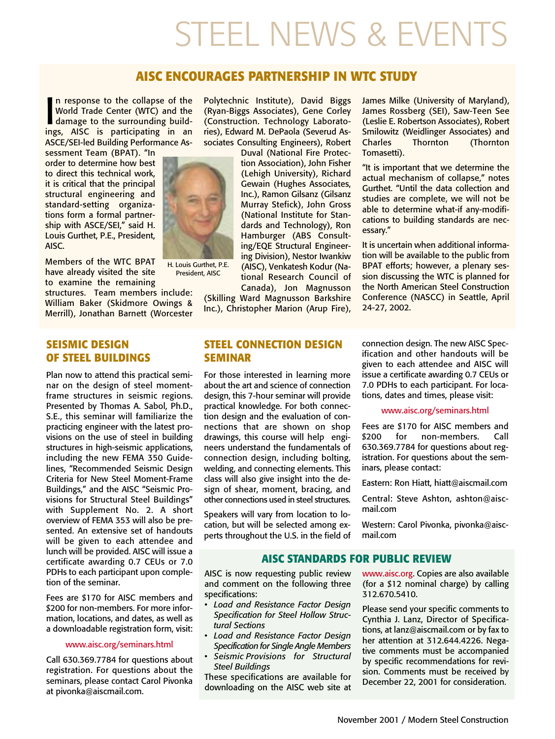# STEEL NEWS & EVENTS

## AISC ENCOURAGES PARTNERSHIP IN WTC STUDY

In response to the collapse of the World Trade Center (WTC) and the damage to the surrounding buildings, AISC is participating in an ASCE/SEI-led Building Performance Assessment Team (BPAT). "In order to determine how best to direct this technical work, it is critical that the principal structural engineering and standard-setting organizations form a formal partnership with ASCE/SEI," said H. Louis Gurthet, P.E., President, AISC.

H. Louis Gurthet, P.E.
President, AISC

Members of the WTC BPAT have already visited the site to examine the remaining structures. Team members include: William Baker (Skidmore Owings & Merrill), Jonathan Barnett (Worcester Polytechnic Institute), David Biggs (Ryan-Biggs Associates), Gene Corley (Construction. Technology Laboratories), Edward M. DePaola (Severud Associates Consulting Engineers), Robert Duval (National Fire Protection Association), John Fisher (Lehigh University), Richard Gewain (Hughes Associates, Inc.), Ramon Gilsanz (Gilsanz Murray Stefick), John Gross (National Institute for Standards and Technology), Ron Hamburger (ABS Consulting/EQE Structural Engineering Division), Nestor Iwankiw (AISC), Venkatesh Kodur (National Research Council of Canada), Jon Magnusson (Skilling Ward Magnusson Barkshire Inc.), Christopher Marion (Arup Fire), James Milke (University of Maryland), James Rossberg (SEI), Saw-Teen See (Leslie E. Robertson Associates), Robert Smilowitz (Weidlinger Associates) and Charles Thornton (Thornton Tomasetti).

"It is important that we determine the actual mechanism of collapse," notes Gurthet. "Until the data collection and studies are complete, we will not be able to determine what-if any-modifications to building standards are necessary."

It is uncertain when additional information will be available to the public from BPAT efforts; however, a plenary session discussing the WTC is planned for the North American Steel Construction Conference (NASCC) in Seattle, April 24-27, 2002.

## SEISMIC DESIGN OF STEEL BUILDINGS

Plan now to attend this practical seminar on the design of steel moment-frame structures in seismic regions. Presented by Thomas A. Sabol, Ph.D., S.E., this seminar will familiarize the practicing engineer with the latest provisions on the use of steel in building structures in high-seismic applications, including the new FEMA 350 Guidelines, "Recommended Seismic Design Criteria for New Steel Moment-Frame Buildings," and the AISC "Seismic Provisions for Structural Steel Buildings" with Supplement No. 2. A short overview of FEMA 353 will also be presented. An extensive set of handouts will be given to each attendee and lunch will be provided. AISC will issue a certificate awarding 0.7 CEUs or 7.0 PDHs to each participant upon completion of the seminar.

Fees are $170 for AISC members and $200 for non-members. For more information, locations, and dates, as well as a downloadable registration form, visit:

www.aisc.org/seminars.html

Call 630.369.7784 for questions about registration. For questions about the seminars, please contact Carol Pivonka at pivonka@aiscmail.com.

## STEEL CONNECTION DESIGN SEMINAR

For those interested in learning more about the art and science of connection design, this 7-hour seminar will provide practical knowledge. For both connection design and the evaluation of connections that are shown on shop drawings, this course will help engineers understand the fundamentals of connection design, including bolting, welding, and connecting elements. This class will also give insight into the design of shear, moment, bracing, and other connections used in steel structures.

Speakers will vary from location to location, but will be selected among experts throughout the U.S. in the field of connection design. The new AISC Specification and other handouts will be given to each attendee and AISC will issue a certificate awarding 0.7 CEUs or 7.0 PDHs to each participant. For locations, dates and times, please visit:

www.aisc.org/seminars.html

Fees are $170 for AISC members and $200 for non-members. Call 630.369.7784 for questions about registration. For questions about the seminars, please contact:

Eastern: Ron Hiatt, hiatt@aiscmail.com

Central: Steve Ashton, ashton@aiscmail.com

Western: Carol Pivonka, pivonka@aiscmail.com

## AISC STANDARDS FOR PUBLIC REVIEW

AISC is now requesting public review and comment on the following three specifications:

- *Load and Resistance Factor Design Specification for Steel Hollow Structural Sections*
- *Load and Resistance Factor Design Specification for Single Angle Members*
- *Seismic Provisions for Structural Steel Buildings*

These specifications are available for downloading on the AISC web site at www.aisc.org. Copies are also available (for a $12 nominal charge) by calling 312.670.5410.

Please send your specific comments to Cynthia J. Lanz, Director of Specifications, at lanz@aiscmail.com or by fax to her attention at 312.644.4226. Negative comments must be accompanied by specific recommendations for revision. Comments must be received by December 22, 2001 for consideration.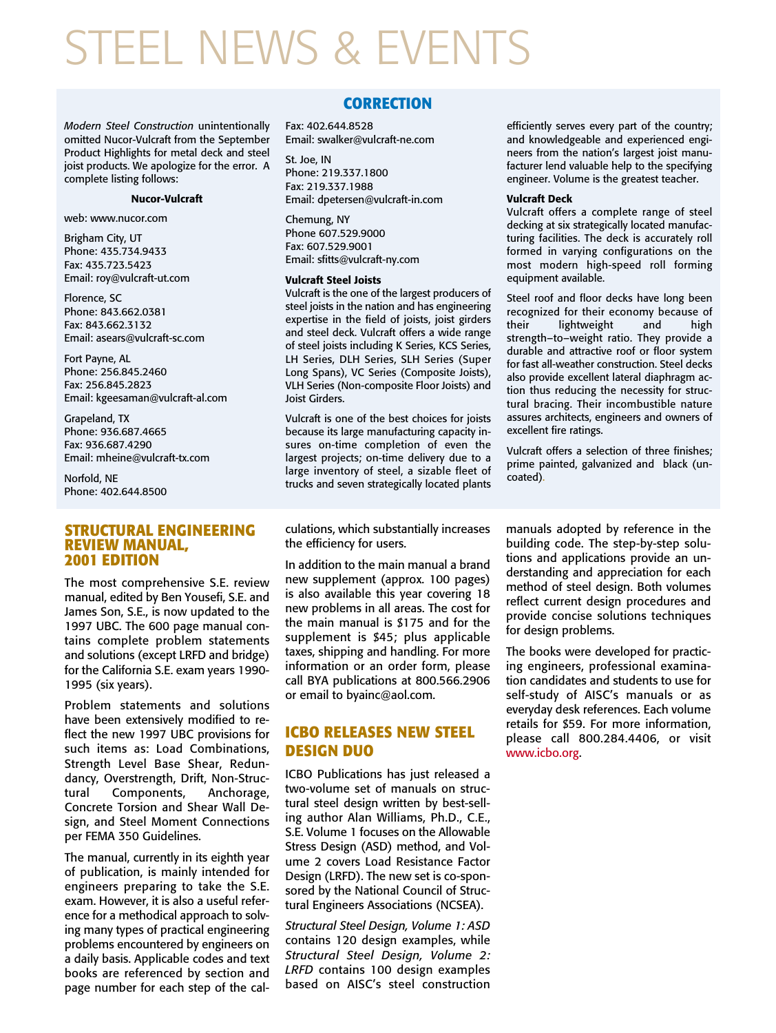# STEEL NEWS & EVENTS

## CORRECTION

*Modern Steel Construction* unintentionally omitted Nucor-Vulcraft from the September Product Highlights for metal deck and steel joist products. We apologize for the error. A complete listing follows:

**Nucor-Vulcraft**

web: www.nucor.com

Brigham City, UT
Phone: 435.734.9433
Fax: 435.723.5423
Email: roy@vulcraft-ut.com

Florence, SC
Phone: 843.662.0381
Fax: 843.662.3132
Email: asears@vulcraft-sc.com

Fort Payne, AL
Phone: 256.845.2460
Fax: 256.845.2823
Email: kgeesaman@vulcraft-al.com

Grapeland, TX
Phone: 936.687.4665
Fax: 936.687.4290
Email: mheine@vulcraft-tx.com

Norfold, NE
Phone: 402.644.8500
Fax: 402.644.8528
Email: swalker@vulcraft-ne.com

St. Joe, IN
Phone: 219.337.1800
Fax: 219.337.1988
Email: dpetersen@vulcraft-in.com

Chemung, NY
Phone 607.529.9000
Fax: 607.529.9001
Email: sfitts@vulcraft-ny.com

**Vulcraft Steel Joists**
Vulcraft is the one of the largest producers of steel joists in the nation and has engineering expertise in the field of joists, joist girders and steel deck. Vulcraft offers a wide range of steel joists including K Series, KCS Series, LH Series, DLH Series, SLH Series (Super Long Spans), VC Series (Composite Joists), VLH Series (Non-composite Floor Joists) and Joist Girders.

Vulcraft is one of the best choices for joists because its large manufacturing capacity insures on-time completion of even the largest projects; on-time delivery due to a large inventory of steel, a sizable fleet of trucks and seven strategically located plants efficiently serves every part of the country; and knowledgeable and experienced engineers from the nation's largest joist manufacturer lend valuable help to the specifying engineer. Volume is the greatest teacher.

**Vulcraft Deck**
Vulcraft offers a complete range of steel decking at six strategically located manufacturing facilities. The deck is accurately roll formed in varying configurations on the most modern high-speed roll forming equipment available.

Steel roof and floor decks have long been recognized for their economy because of their lightweight and high strength–to–weight ratio. They provide a durable and attractive roof or floor system for fast all-weather construction. Steel decks also provide excellent lateral diaphragm action thus reducing the necessity for structural bracing. Their incombustible nature assures architects, engineers and owners of excellent fire ratings.

Vulcraft offers a selection of three finishes; prime painted, galvanized and black (uncoated).

## STRUCTURAL ENGINEERING REVIEW MANUAL, 2001 EDITION

The most comprehensive S.E. review manual, edited by Ben Yousefi, S.E. and James Son, S.E., is now updated to the 1997 UBC. The 600 page manual contains complete problem statements and solutions (except LRFD and bridge) for the California S.E. exam years 1990-1995 (six years).

Problem statements and solutions have been extensively modified to reflect the new 1997 UBC provisions for such items as: Load Combinations, Strength Level Base Shear, Redundancy, Overstrength, Drift, Non-Structural Components, Anchorage, Concrete Torsion and Shear Wall Design, and Steel Moment Connections per FEMA 350 Guidelines.

The manual, currently in its eighth year of publication, is mainly intended for engineers preparing to take the S.E. exam. However, it is also a useful reference for a methodical approach to solving many types of practical engineering problems encountered by engineers on a daily basis. Applicable codes and text books are referenced by section and page number for each step of the calculations, which substantially increases the efficiency for users.

In addition to the main manual a brand new supplement (approx. 100 pages) is also available this year covering 18 new problems in all areas. The cost for the main manual is $175 and for the supplement is $45; plus applicable taxes, shipping and handling. For more information or an order form, please call BYA publications at 800.566.2906 or email to byainc@aol.com.

## ICBO RELEASES NEW STEEL DESIGN DUO

ICBO Publications has just released a two-volume set of manuals on structural steel design written by best-selling author Alan Williams, Ph.D., C.E., S.E. Volume 1 focuses on the Allowable Stress Design (ASD) method, and Volume 2 covers Load Resistance Factor Design (LRFD). The new set is co-sponsored by the National Council of Structural Engineers Associations (NCSEA).

*Structural Steel Design, Volume 1: ASD* contains 120 design examples, while *Structural Steel Design, Volume 2: LRFD* contains 100 design examples based on AISC's steel construction manuals adopted by reference in the building code. The step-by-step solutions and applications provide an understanding and appreciation for each method of steel design. Both volumes reflect current design procedures and provide concise solutions techniques for design problems.

The books were developed for practicing engineers, professional examination candidates and students to use for self-study of AISC's manuals or as everyday desk references. Each volume retails for $59. For more information, please call 800.284.4406, or visit www.icbo.org.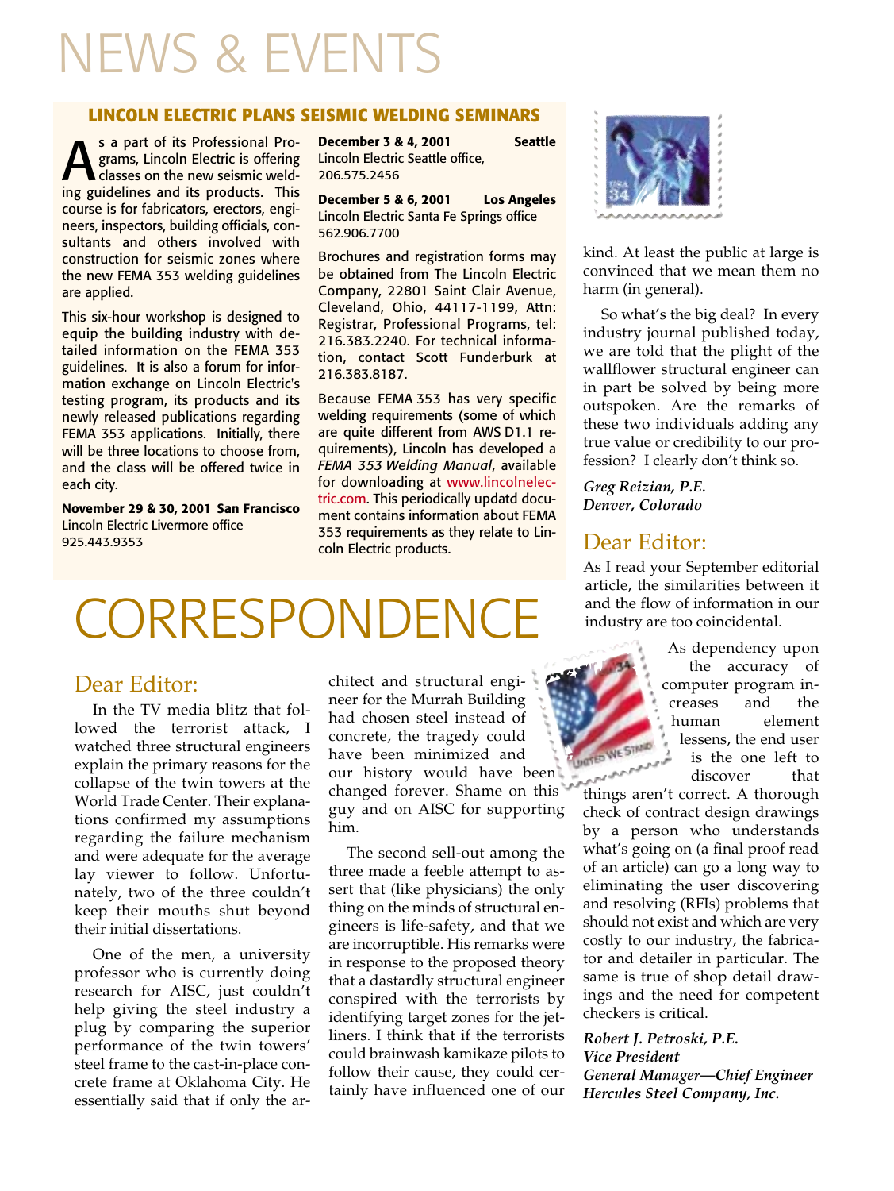# NEWS & EVENTS

## LINCOLN ELECTRIC PLANS SEISMIC WELDING SEMINARS

As a part of its Professional Programs, Lincoln Electric is offering classes on the new seismic welding guidelines and its products. This course is for fabricators, erectors, engineers, inspectors, building officials, consultants and others involved with construction for seismic zones where the new FEMA 353 welding guidelines are applied.

This six-hour workshop is designed to equip the building industry with detailed information on the FEMA 353 guidelines. It is also a forum for information exchange on Lincoln Electric's testing program, its products and its newly released publications regarding FEMA 353 applications. Initially, there will be three locations to choose from, and the class will be offered twice in each city.

**November 29 & 30, 2001 San Francisco**
Lincoln Electric Livermore office
925.443.9353

**December 3 & 4, 2001 Seattle**
Lincoln Electric Seattle office,
206.575.2456

**December 5 & 6, 2001 Los Angeles**
Lincoln Electric Santa Fe Springs office
562.906.7700

Brochures and registration forms may be obtained from The Lincoln Electric Company, 22801 Saint Clair Avenue, Cleveland, Ohio, 44117-1199, Attn: Registrar, Professional Programs, tel: 216.383.2240. For technical information, contact Scott Funderburk at 216.383.8187.

Because FEMA 353 has very specific welding requirements (some of which are quite different from AWS D1.1 requirements), Lincoln has developed a *FEMA 353 Welding Manual*, available for downloading at www.lincolnelectric.com. This periodically updatd document contains information about FEMA 353 requirements as they relate to Lincoln Electric products.

# CORRESPONDENCE

## Dear Editor:

In the TV media blitz that followed the terrorist attack, I watched three structural engineers explain the primary reasons for the collapse of the twin towers at the World Trade Center. Their explanations confirmed my assumptions regarding the failure mechanism and were adequate for the average lay viewer to follow. Unfortunately, two of the three couldn't keep their mouths shut beyond their initial dissertations.

One of the men, a university professor who is currently doing research for AISC, just couldn't help giving the steel industry a plug by comparing the superior performance of the twin towers' steel frame to the cast-in-place concrete frame at Oklahoma City. He essentially said that if only the architect and structural engineer for the Murrah Building had chosen steel instead of concrete, the tragedy could have been minimized and our history would have been changed forever. Shame on this guy and on AISC for supporting him.

The second sell-out among the three made a feeble attempt to assert that (like physicians) the only thing on the minds of structural engineers is life-safety, and that we are incorruptible. His remarks were in response to the proposed theory that a dastardly structural engineer conspired with the terrorists by identifying target zones for the jetliners. I think that if the terrorists could brainwash kamikaze pilots to follow their cause, they could certainly have influenced one of our kind. At least the public at large is convinced that we mean them no harm (in general).

So what's the big deal? In every industry journal published today, we are told that the plight of the wallflower structural engineer can in part be solved by being more outspoken. Are the remarks of these two individuals adding any true value or credibility to our profession? I clearly don't think so.

*Greg Reizian, P.E.*
*Denver, Colorado*

## Dear Editor:

As I read your September editorial article, the similarities between it and the flow of information in our industry are too coincidental.

As dependency upon the accuracy of computer program increases and the human element lessens, the end user is the one left to discover that things aren't correct. A thorough check of contract design drawings by a person who understands what's going on (a final proof read of an article) can go a long way to eliminating the user discovering and resolving (RFIs) problems that should not exist and which are very costly to our industry, the fabricator and detailer in particular. The same is true of shop detail drawings and the need for competent checkers is critical.

*Robert J. Petroski, P.E.*
*Vice President*
*General Manager—Chief Engineer*
*Hercules Steel Company, Inc.*